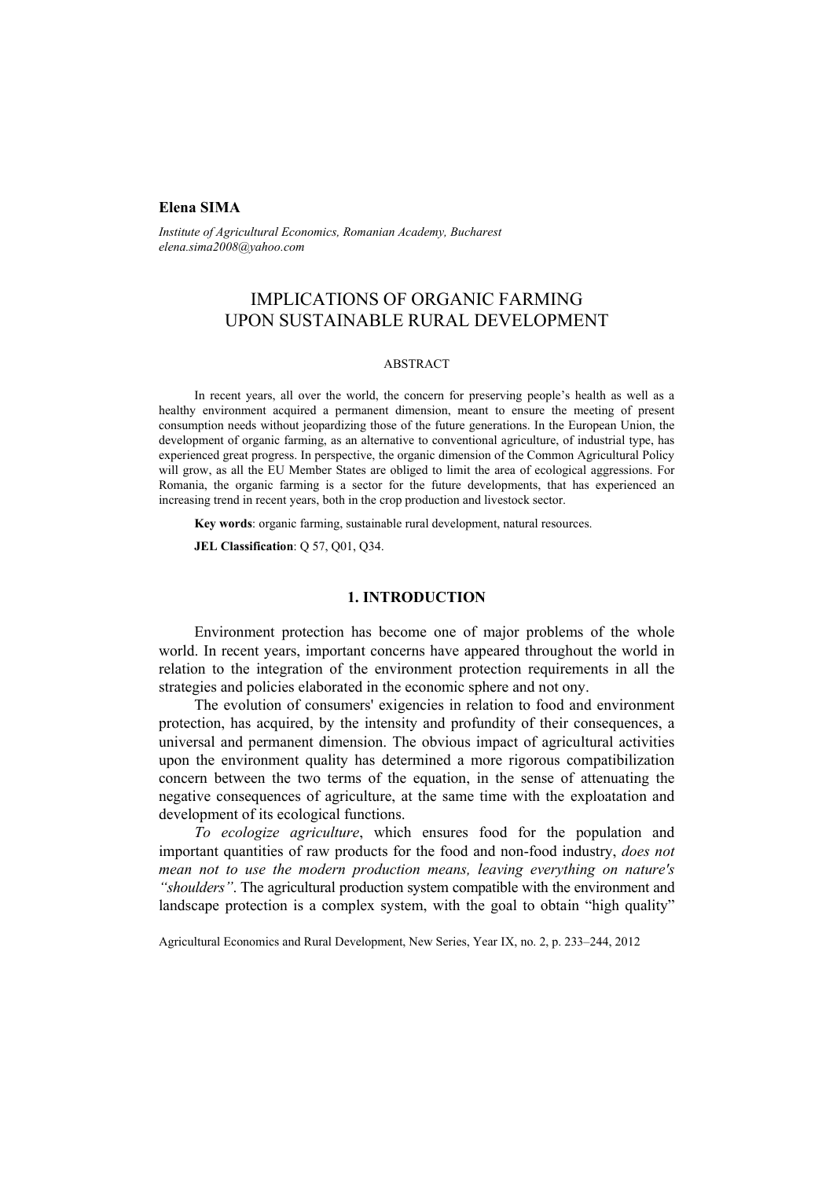**Elena SIMA**

*Institute of Agricultural Economics, Romanian Academy, Bucharest*
*elena.sima2008@yahoo.com*

# IMPLICATIONS OF ORGANIC FARMING UPON SUSTAINABLE RURAL DEVELOPMENT

## ABSTRACT

In recent years, all over the world, the concern for preserving people's health as well as a healthy environment acquired a permanent dimension, meant to ensure the meeting of present consumption needs without jeopardizing those of the future generations. In the European Union, the development of organic farming, as an alternative to conventional agriculture, of industrial type, has experienced great progress. In perspective, the organic dimension of the Common Agricultural Policy will grow, as all the EU Member States are obliged to limit the area of ecological aggressions. For Romania, the organic farming is a sector for the future developments, that has experienced an increasing trend in recent years, both in the crop production and livestock sector.

**Key words**: organic farming, sustainable rural development, natural resources.

**JEL Classification**: Q 57, Q01, Q34.

## 1. INTRODUCTION

Environment protection has become one of major problems of the whole world. In recent years, important concerns have appeared throughout the world in relation to the integration of the environment protection requirements in all the strategies and policies elaborated in the economic sphere and not ony.

The evolution of consumers' exigencies in relation to food and environment protection, has acquired, by the intensity and profundity of their consequences, a universal and permanent dimension. The obvious impact of agricultural activities upon the environment quality has determined a more rigorous compatibilization concern between the two terms of the equation, in the sense of attenuating the negative consequences of agriculture, at the same time with the exploatation and development of its ecological functions.

*To ecologize agriculture*, which ensures food for the population and important quantities of raw products for the food and non-food industry, *does not mean not to use the modern production means, leaving everything on nature's "shoulders"*. The agricultural production system compatible with the environment and landscape protection is a complex system, with the goal to obtain "high quality"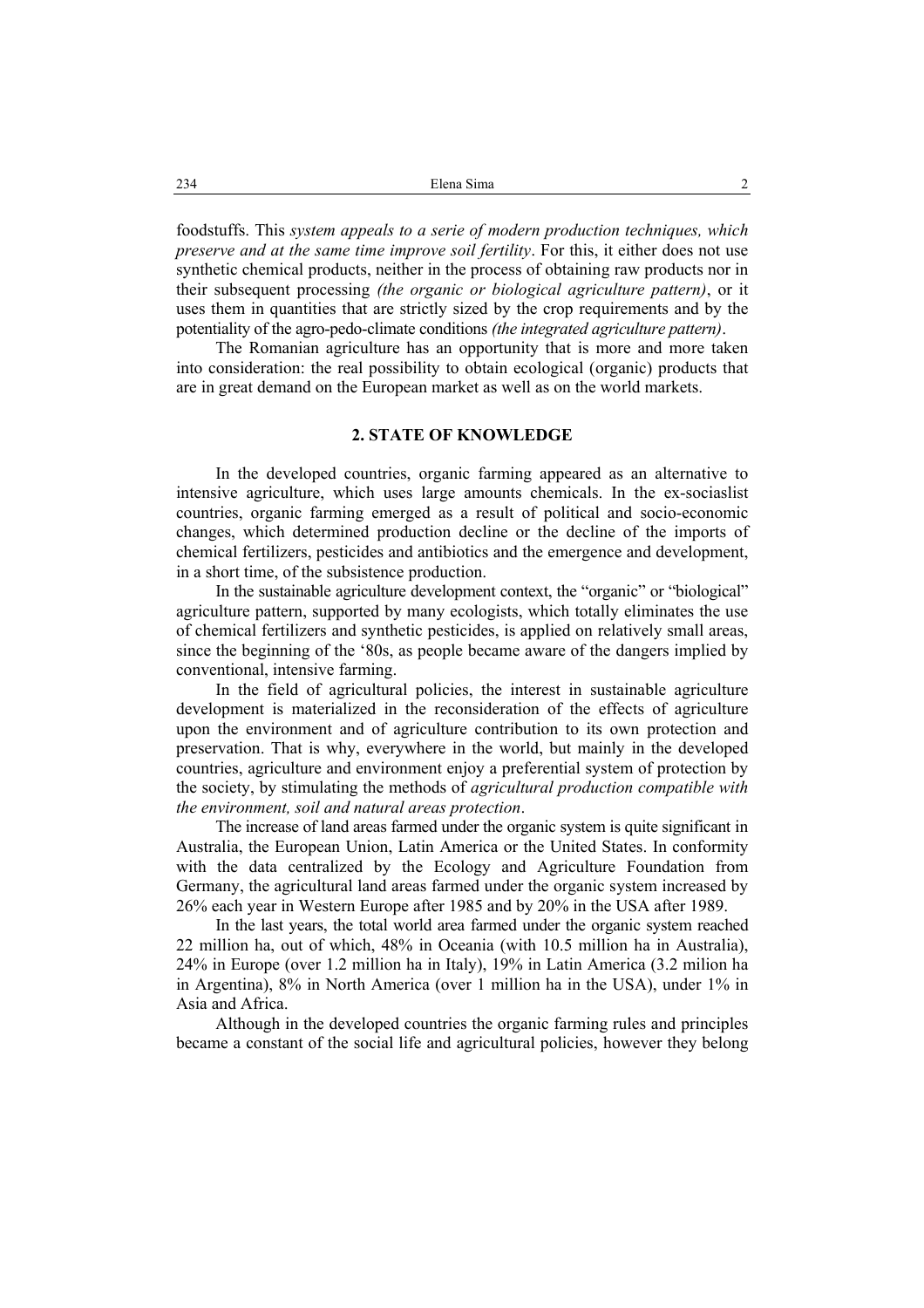foodstuffs. This *system appeals to a serie of modern production techniques, which preserve and at the same time improve soil fertility*. For this, it either does not use synthetic chemical products, neither in the process of obtaining raw products nor in their subsequent processing *(the organic or biological agriculture pattern)*, or it uses them in quantities that are strictly sized by the crop requirements and by the potentiality of the agro-pedo-climate conditions *(the integrated agriculture pattern)*.

The Romanian agriculture has an opportunity that is more and more taken into consideration: the real possibility to obtain ecological (organic) products that are in great demand on the European market as well as on the world markets.

## 2. STATE OF KNOWLEDGE

In the developed countries, organic farming appeared as an alternative to intensive agriculture, which uses large amounts chemicals. In the ex-sociaslist countries, organic farming emerged as a result of political and socio-economic changes, which determined production decline or the decline of the imports of chemical fertilizers, pesticides and antibiotics and the emergence and development, in a short time, of the subsistence production.

In the sustainable agriculture development context, the "organic" or "biological" agriculture pattern, supported by many ecologists, which totally eliminates the use of chemical fertilizers and synthetic pesticides, is applied on relatively small areas, since the beginning of the '80s, as people became aware of the dangers implied by conventional, intensive farming.

In the field of agricultural policies, the interest in sustainable agriculture development is materialized in the reconsideration of the effects of agriculture upon the environment and of agriculture contribution to its own protection and preservation. That is why, everywhere in the world, but mainly in the developed countries, agriculture and environment enjoy a preferential system of protection by the society, by stimulating the methods of *agricultural production compatible with the environment, soil and natural areas protection*.

The increase of land areas farmed under the organic system is quite significant in Australia, the European Union, Latin America or the United States. In conformity with the data centralized by the Ecology and Agriculture Foundation from Germany, the agricultural land areas farmed under the organic system increased by 26% each year in Western Europe after 1985 and by 20% in the USA after 1989.

In the last years, the total world area farmed under the organic system reached 22 million ha, out of which, 48% in Oceania (with 10.5 million ha in Australia), 24% in Europe (over 1.2 million ha in Italy), 19% in Latin America (3.2 milion ha in Argentina), 8% in North America (over 1 million ha in the USA), under 1% in Asia and Africa.

Although in the developed countries the organic farming rules and principles became a constant of the social life and agricultural policies, however they belong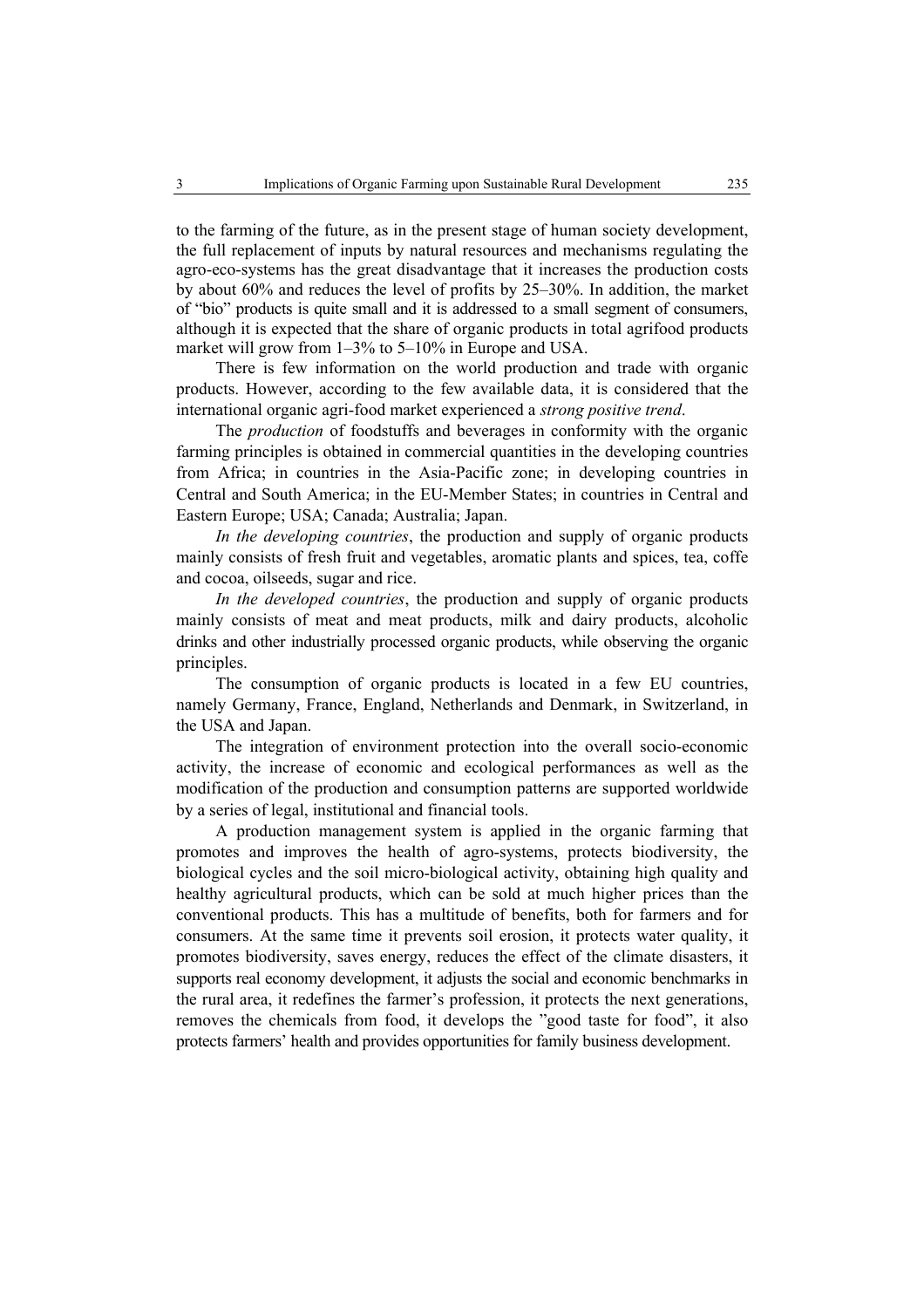to the farming of the future, as in the present stage of human society development, the full replacement of inputs by natural resources and mechanisms regulating the agro-eco-systems has the great disadvantage that it increases the production costs by about 60% and reduces the level of profits by 25–30%. In addition, the market of "bio" products is quite small and it is addressed to a small segment of consumers, although it is expected that the share of organic products in total agrifood products market will grow from 1–3% to 5–10% in Europe and USA.

There is few information on the world production and trade with organic products. However, according to the few available data, it is considered that the international organic agri-food market experienced a *strong positive trend*.

The *production* of foodstuffs and beverages in conformity with the organic farming principles is obtained in commercial quantities in the developing countries from Africa; in countries in the Asia-Pacific zone; in developing countries in Central and South America; in the EU-Member States; in countries in Central and Eastern Europe; USA; Canada; Australia; Japan.

*In the developing countries*, the production and supply of organic products mainly consists of fresh fruit and vegetables, aromatic plants and spices, tea, coffe and cocoa, oilseeds, sugar and rice.

*In the developed countries*, the production and supply of organic products mainly consists of meat and meat products, milk and dairy products, alcoholic drinks and other industrially processed organic products, while observing the organic principles.

The consumption of organic products is located in a few EU countries, namely Germany, France, England, Netherlands and Denmark, in Switzerland, in the USA and Japan.

The integration of environment protection into the overall socio-economic activity, the increase of economic and ecological performances as well as the modification of the production and consumption patterns are supported worldwide by a series of legal, institutional and financial tools.

A production management system is applied in the organic farming that promotes and improves the health of agro-systems, protects biodiversity, the biological cycles and the soil micro-biological activity, obtaining high quality and healthy agricultural products, which can be sold at much higher prices than the conventional products. This has a multitude of benefits, both for farmers and for consumers. At the same time it prevents soil erosion, it protects water quality, it promotes biodiversity, saves energy, reduces the effect of the climate disasters, it supports real economy development, it adjusts the social and economic benchmarks in the rural area, it redefines the farmer's profession, it protects the next generations, removes the chemicals from food, it develops the "good taste for food", it also protects farmers' health and provides opportunities for family business development.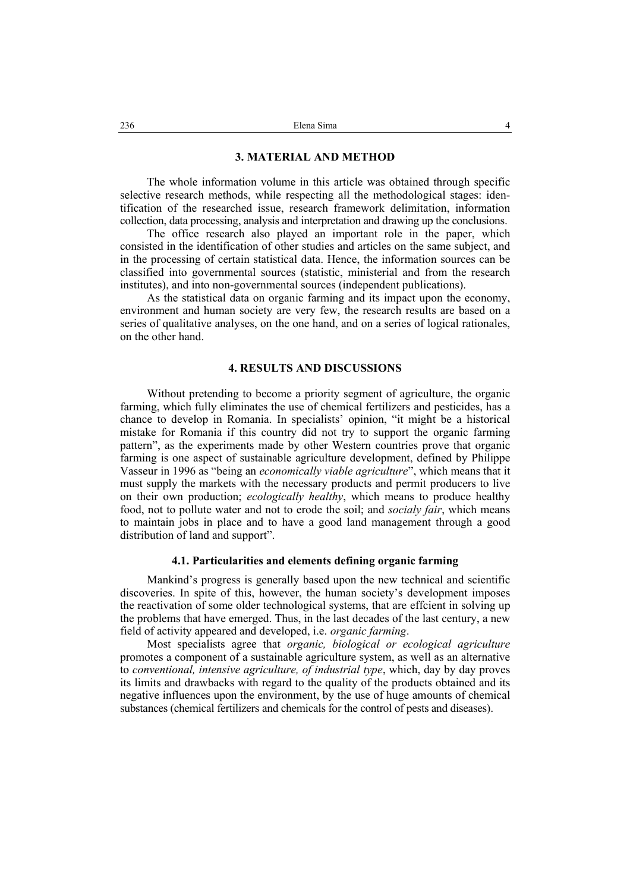## 3. MATERIAL AND METHOD

The whole information volume in this article was obtained through specific selective research methods, while respecting all the methodological stages: identification of the researched issue, research framework delimitation, information collection, data processing, analysis and interpretation and drawing up the conclusions.

The office research also played an important role in the paper, which consisted in the identification of other studies and articles on the same subject, and in the processing of certain statistical data. Hence, the information sources can be classified into governmental sources (statistic, ministerial and from the research institutes), and into non-governmental sources (independent publications).

As the statistical data on organic farming and its impact upon the economy, environment and human society are very few, the research results are based on a series of qualitative analyses, on the one hand, and on a series of logical rationales, on the other hand.

## 4. RESULTS AND DISCUSSIONS

Without pretending to become a priority segment of agriculture, the organic farming, which fully eliminates the use of chemical fertilizers and pesticides, has a chance to develop in Romania. In specialists' opinion, "it might be a historical mistake for Romania if this country did not try to support the organic farming pattern", as the experiments made by other Western countries prove that organic farming is one aspect of sustainable agriculture development, defined by Philippe Vasseur in 1996 as "being an *economically viable agriculture*", which means that it must supply the markets with the necessary products and permit producers to live on their own production; *ecologically healthy*, which means to produce healthy food, not to pollute water and not to erode the soil; and *socialy fair*, which means to maintain jobs in place and to have a good land management through a good distribution of land and support".

### 4.1. Particularities and elements defining organic farming

Mankind's progress is generally based upon the new technical and scientific discoveries. In spite of this, however, the human society's development imposes the reactivation of some older technological systems, that are effcient in solving up the problems that have emerged. Thus, in the last decades of the last century, a new field of activity appeared and developed, i.e. *organic farming*.

Most specialists agree that *organic, biological or ecological agriculture* promotes a component of a sustainable agriculture system, as well as an alternative to *conventional, intensive agriculture, of industrial type*, which, day by day proves its limits and drawbacks with regard to the quality of the products obtained and its negative influences upon the environment, by the use of huge amounts of chemical substances (chemical fertilizers and chemicals for the control of pests and diseases).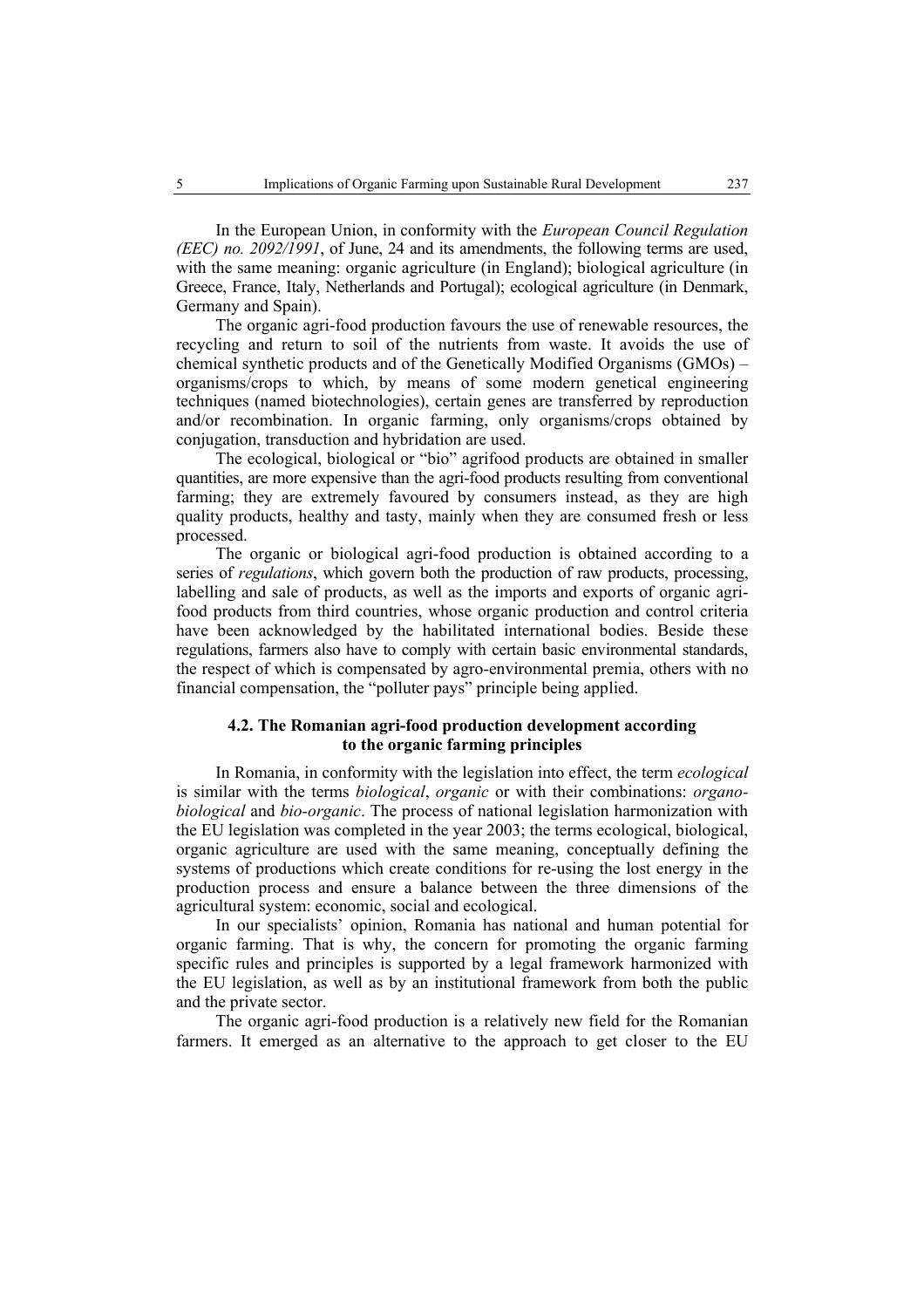In the European Union, in conformity with the *European Council Regulation (EEC) no. 2092/1991*, of June, 24 and its amendments, the following terms are used, with the same meaning: organic agriculture (in England); biological agriculture (in Greece, France, Italy, Netherlands and Portugal); ecological agriculture (in Denmark, Germany and Spain).

The organic agri-food production favours the use of renewable resources, the recycling and return to soil of the nutrients from waste. It avoids the use of chemical synthetic products and of the Genetically Modified Organisms (GMOs) – organisms/crops to which, by means of some modern genetical engineering techniques (named biotechnologies), certain genes are transferred by reproduction and/or recombination. In organic farming, only organisms/crops obtained by conjugation, transduction and hybridation are used.

The ecological, biological or "bio" agrifood products are obtained in smaller quantities, are more expensive than the agri-food products resulting from conventional farming; they are extremely favoured by consumers instead, as they are high quality products, healthy and tasty, mainly when they are consumed fresh or less processed.

The organic or biological agri-food production is obtained according to a series of *regulations*, which govern both the production of raw products, processing, labelling and sale of products, as well as the imports and exports of organic agri-food products from third countries, whose organic production and control criteria have been acknowledged by the habilitated international bodies. Beside these regulations, farmers also have to comply with certain basic environmental standards, the respect of which is compensated by agro-environmental premia, others with no financial compensation, the "polluter pays" principle being applied.

### 4.2. The Romanian agri-food production development according to the organic farming principles

In Romania, in conformity with the legislation into effect, the term *ecological* is similar with the terms *biological*, *organic* or with their combinations: *organo-biological* and *bio-organic*. The process of national legislation harmonization with the EU legislation was completed in the year 2003; the terms ecological, biological, organic agriculture are used with the same meaning, conceptually defining the systems of productions which create conditions for re-using the lost energy in the production process and ensure a balance between the three dimensions of the agricultural system: economic, social and ecological.

In our specialists' opinion, Romania has national and human potential for organic farming. That is why, the concern for promoting the organic farming specific rules and principles is supported by a legal framework harmonized with the EU legislation, as well as by an institutional framework from both the public and the private sector.

The organic agri-food production is a relatively new field for the Romanian farmers. It emerged as an alternative to the approach to get closer to the EU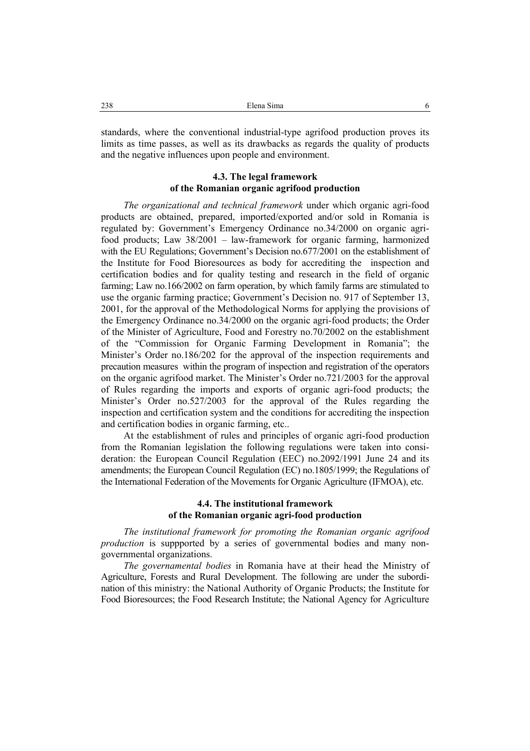standards, where the conventional industrial-type agrifood production proves its limits as time passes, as well as its drawbacks as regards the quality of products and the negative influences upon people and environment.

### 4.3. The legal framework of the Romanian organic agrifood production

*The organizational and technical framework* under which organic agri-food products are obtained, prepared, imported/exported and/or sold in Romania is regulated by: Government's Emergency Ordinance no.34/2000 on organic agri-food products; Law 38/2001 – law-framework for organic farming, harmonized with the EU Regulations; Government's Decision no.677/2001 on the establishment of the Institute for Food Bioresources as body for accrediting the inspection and certification bodies and for quality testing and research in the field of organic farming; Law no.166/2002 on farm operation, by which family farms are stimulated to use the organic farming practice; Government's Decision no. 917 of September 13, 2001, for the approval of the Methodological Norms for applying the provisions of the Emergency Ordinance no.34/2000 on the organic agri-food products; the Order of the Minister of Agriculture, Food and Forestry no.70/2002 on the establishment of the "Commission for Organic Farming Development in Romania"; the Minister's Order no.186/202 for the approval of the inspection requirements and precaution measures within the program of inspection and registration of the operators on the organic agrifood market. The Minister's Order no.721/2003 for the approval of Rules regarding the imports and exports of organic agri-food products; the Minister's Order no.527/2003 for the approval of the Rules regarding the inspection and certification system and the conditions for accrediting the inspection and certification bodies in organic farming, etc..

At the establishment of rules and principles of organic agri-food production from the Romanian legislation the following regulations were taken into consideration: the European Council Regulation (EEC) no.2092/1991 June 24 and its amendments; the European Council Regulation (EC) no.1805/1999; the Regulations of the International Federation of the Movements for Organic Agriculture (IFMOA), etc.

### 4.4. The institutional framework of the Romanian organic agri-food production

*The institutional framework for promoting the Romanian organic agrifood production* is suppported by a series of governmental bodies and many non-governmental organizations.

*The governamental bodies* in Romania have at their head the Ministry of Agriculture, Forests and Rural Development. The following are under the subordination of this ministry: the National Authority of Organic Products; the Institute for Food Bioresources; the Food Research Institute; the National Agency for Agriculture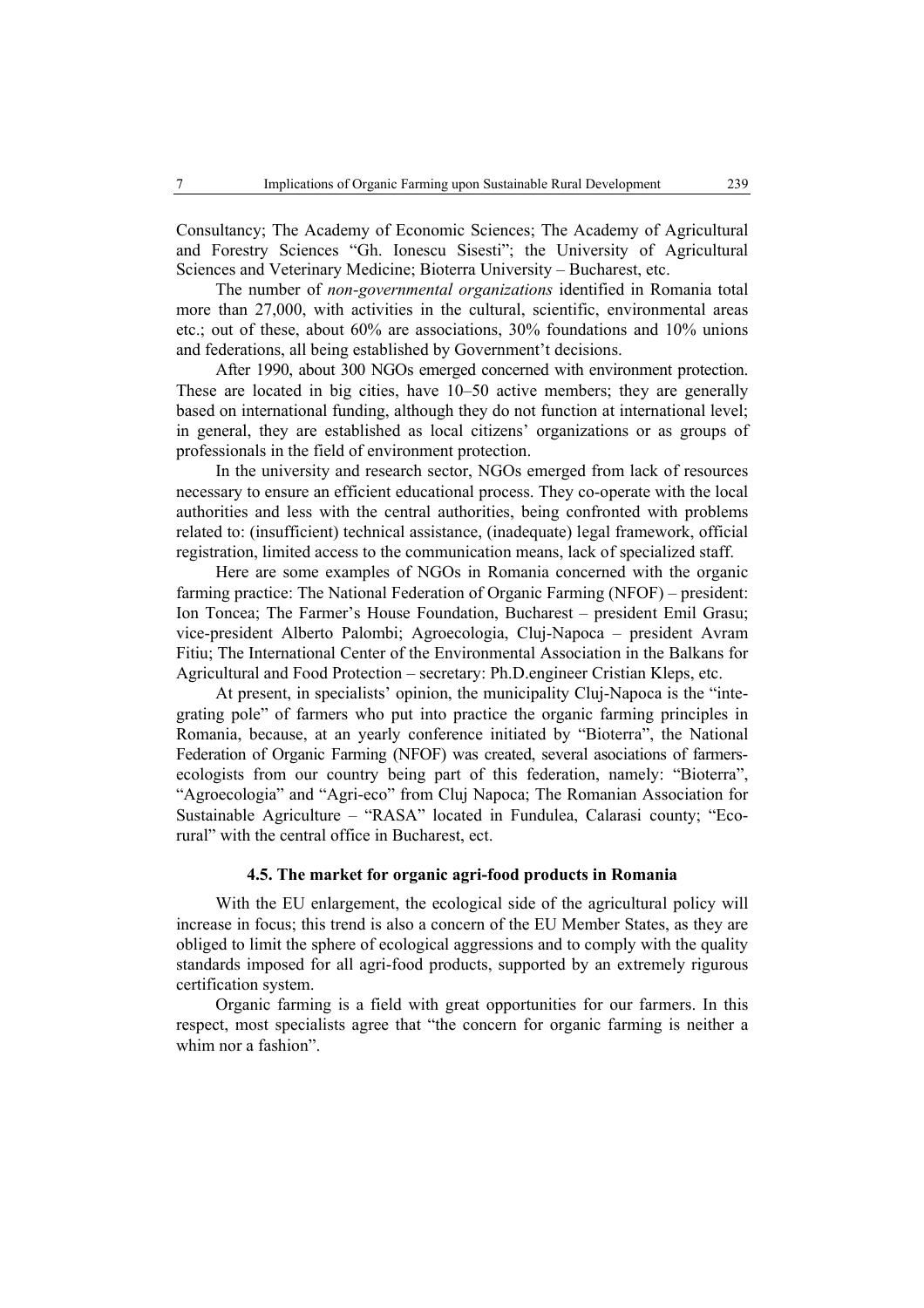Consultancy; The Academy of Economic Sciences; The Academy of Agricultural and Forestry Sciences "Gh. Ionescu Sisesti"; the University of Agricultural Sciences and Veterinary Medicine; Bioterra University – Bucharest, etc.

The number of *non-governmental organizations* identified in Romania total more than 27,000, with activities in the cultural, scientific, environmental areas etc.; out of these, about 60% are associations, 30% foundations and 10% unions and federations, all being established by Government't decisions.

After 1990, about 300 NGOs emerged concerned with environment protection. These are located in big cities, have 10–50 active members; they are generally based on international funding, although they do not function at international level; in general, they are established as local citizens' organizations or as groups of professionals in the field of environment protection.

In the university and research sector, NGOs emerged from lack of resources necessary to ensure an efficient educational process. They co-operate with the local authorities and less with the central authorities, being confronted with problems related to: (insufficient) technical assistance, (inadequate) legal framework, official registration, limited access to the communication means, lack of specialized staff.

Here are some examples of NGOs in Romania concerned with the organic farming practice: The National Federation of Organic Farming (NFOF) – president: Ion Toncea; The Farmer's House Foundation, Bucharest – president Emil Grasu; vice-president Alberto Palombi; Agroecologia, Cluj-Napoca – president Avram Fitiu; The International Center of the Environmental Association in the Balkans for Agricultural and Food Protection – secretary: Ph.D.engineer Cristian Kleps, etc.

At present, in specialists' opinion, the municipality Cluj-Napoca is the "integrating pole" of farmers who put into practice the organic farming principles in Romania, because, at an yearly conference initiated by "Bioterra", the National Federation of Organic Farming (NFOF) was created, several asociations of farmers-ecologists from our country being part of this federation, namely: "Bioterra", "Agroecologia" and "Agri-eco" from Cluj Napoca; The Romanian Association for Sustainable Agriculture – "RASA" located in Fundulea, Calarasi county; "Eco-rural" with the central office in Bucharest, ect.

### 4.5. The market for organic agri-food products in Romania

With the EU enlargement, the ecological side of the agricultural policy will increase in focus; this trend is also a concern of the EU Member States, as they are obliged to limit the sphere of ecological aggressions and to comply with the quality standards imposed for all agri-food products, supported by an extremely rigurous certification system.

Organic farming is a field with great opportunities for our farmers. In this respect, most specialists agree that "the concern for organic farming is neither a whim nor a fashion".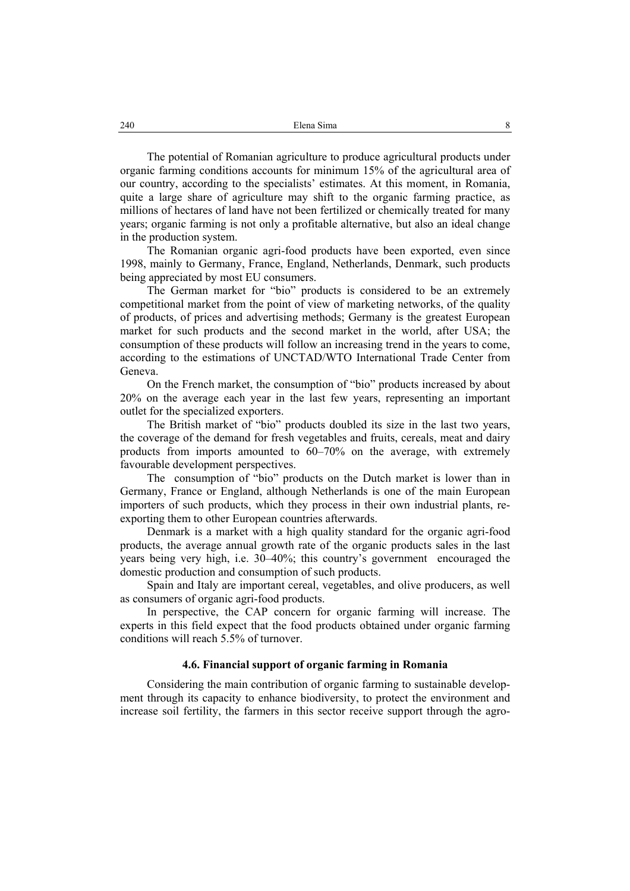The potential of Romanian agriculture to produce agricultural products under organic farming conditions accounts for minimum 15% of the agricultural area of our country, according to the specialists' estimates. At this moment, in Romania, quite a large share of agriculture may shift to the organic farming practice, as millions of hectares of land have not been fertilized or chemically treated for many years; organic farming is not only a profitable alternative, but also an ideal change in the production system.

The Romanian organic agri-food products have been exported, even since 1998, mainly to Germany, France, England, Netherlands, Denmark, such products being appreciated by most EU consumers.

The German market for "bio" products is considered to be an extremely competitional market from the point of view of marketing networks, of the quality of products, of prices and advertising methods; Germany is the greatest European market for such products and the second market in the world, after USA; the consumption of these products will follow an increasing trend in the years to come, according to the estimations of UNCTAD/WTO International Trade Center from Geneva.

On the French market, the consumption of "bio" products increased by about 20% on the average each year in the last few years, representing an important outlet for the specialized exporters.

The British market of "bio" products doubled its size in the last two years, the coverage of the demand for fresh vegetables and fruits, cereals, meat and dairy products from imports amounted to 60–70% on the average, with extremely favourable development perspectives.

The consumption of "bio" products on the Dutch market is lower than in Germany, France or England, although Netherlands is one of the main European importers of such products, which they process in their own industrial plants, re-exporting them to other European countries afterwards.

Denmark is a market with a high quality standard for the organic agri-food products, the average annual growth rate of the organic products sales in the last years being very high, i.e. 30–40%; this country's government encouraged the domestic production and consumption of such products.

Spain and Italy are important cereal, vegetables, and olive producers, as well as consumers of organic agri-food products.

In perspective, the CAP concern for organic farming will increase. The experts in this field expect that the food products obtained under organic farming conditions will reach 5.5% of turnover.

### 4.6. Financial support of organic farming in Romania

Considering the main contribution of organic farming to sustainable development through its capacity to enhance biodiversity, to protect the environment and increase soil fertility, the farmers in this sector receive support through the agro-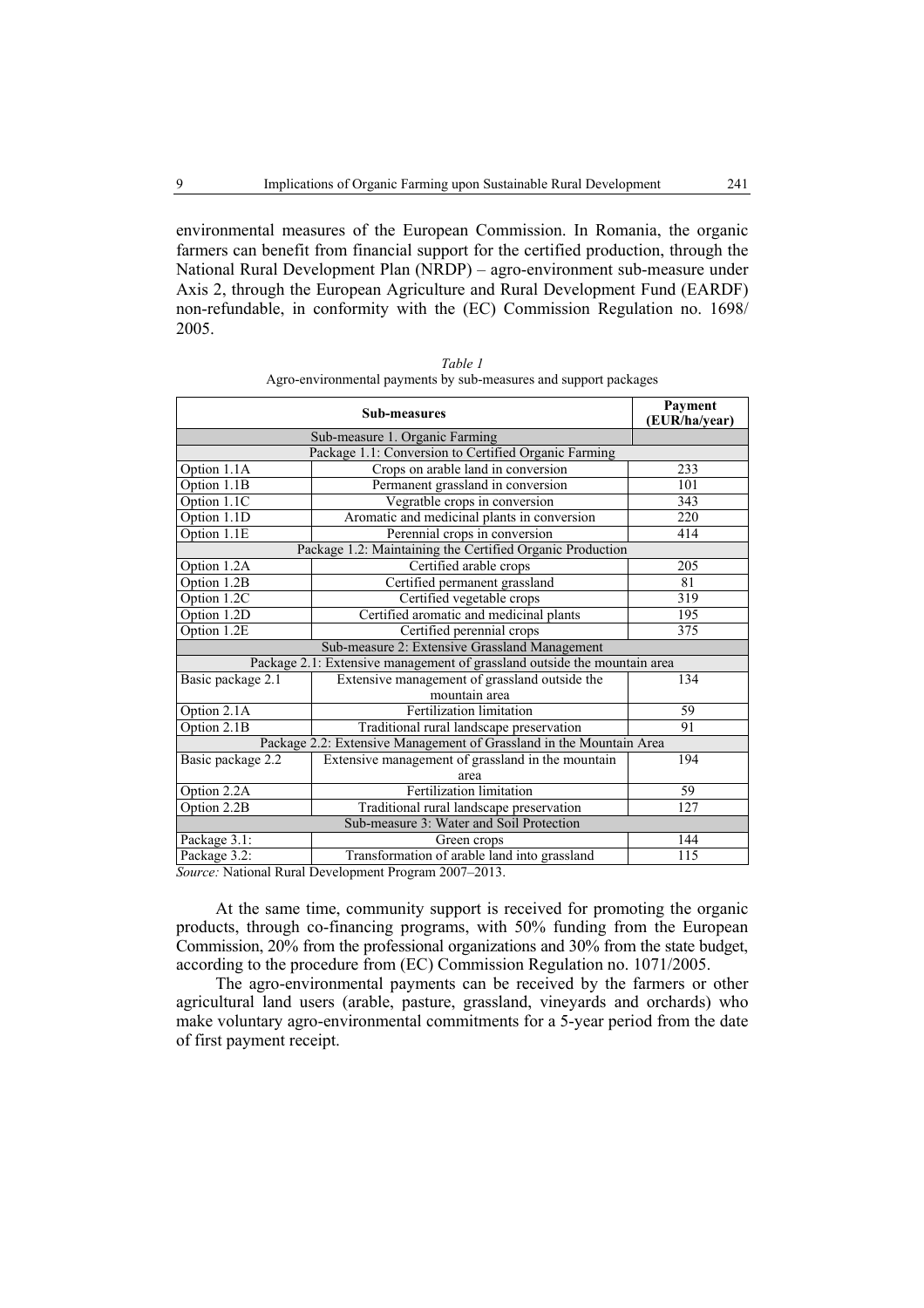environmental measures of the European Commission. In Romania, the organic farmers can benefit from financial support for the certified production, through the National Rural Development Plan (NRDP) – agro-environment sub-measure under Axis 2, through the European Agriculture and Rural Development Fund (EARDF) non-refundable, in conformity with the (EC) Commission Regulation no. 1698/ 2005.

*Table 1*

Agro-environmental payments by sub-measures and support packages

| Sub-measures | | Payment (EUR/ha/year) |
|---|---|---|
| Sub-measure 1. Organic Farming | | |
| Package 1.1: Conversion to Certified Organic Farming | | |
| Option 1.1A | Crops on arable land in conversion | 233 |
| Option 1.1B | Permanent grassland in conversion | 101 |
| Option 1.1C | Vegratble crops in conversion | 343 |
| Option 1.1D | Aromatic and medicinal plants in conversion | 220 |
| Option 1.1E | Perennial crops in conversion | 414 |
| Package 1.2: Maintaining the Certified Organic Production | | |
| Option 1.2A | Certified arable crops | 205 |
| Option 1.2B | Certified permanent grassland | 81 |
| Option 1.2C | Certified vegetable crops | 319 |
| Option 1.2D | Certified aromatic and medicinal plants | 195 |
| Option 1.2E | Certified perennial crops | 375 |
| Sub-measure 2: Extensive Grassland Management | | |
| Package 2.1: Extensive management of grassland outside the mountain area | | |
| Basic package 2.1 | Extensive management of grassland outside the mountain area | 134 |
| Option 2.1A | Fertilization limitation | 59 |
| Option 2.1B | Traditional rural landscape preservation | 91 |
| Package 2.2: Extensive Management of Grassland in the Mountain Area | | |
| Basic package 2.2 | Extensive management of grassland in the mountain area | 194 |
| Option 2.2A | Fertilization limitation | 59 |
| Option 2.2B | Traditional rural landscape preservation | 127 |
| Sub-measure 3: Water and Soil Protection | | |
| Package 3.1: | Green crops | 144 |
| Package 3.2: | Transformation of arable land into grassland | 115 |

*Source:* National Rural Development Program 2007–2013.

At the same time, community support is received for promoting the organic products, through co-financing programs, with 50% funding from the European Commission, 20% from the professional organizations and 30% from the state budget, according to the procedure from (EC) Commission Regulation no. 1071/2005.

The agro-environmental payments can be received by the farmers or other agricultural land users (arable, pasture, grassland, vineyards and orchards) who make voluntary agro-environmental commitments for a 5-year period from the date of first payment receipt.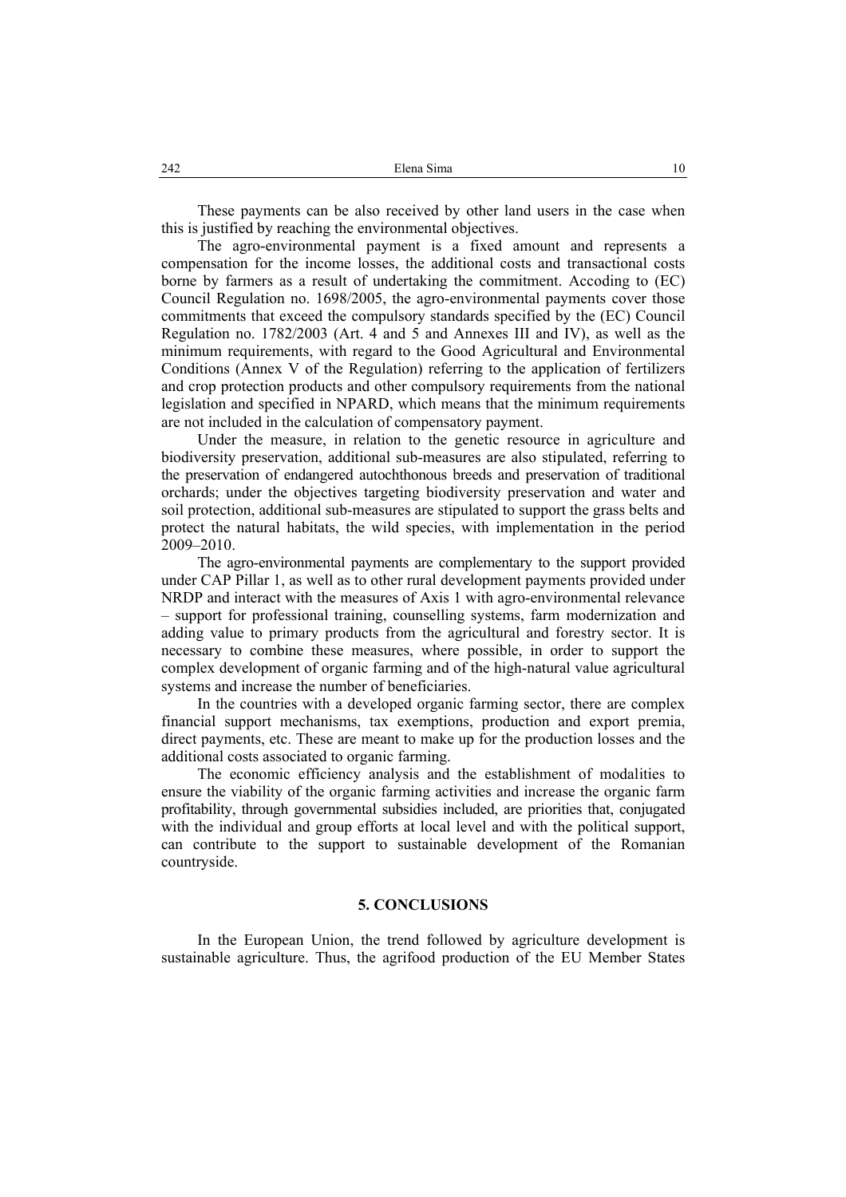These payments can be also received by other land users in the case when this is justified by reaching the environmental objectives.

The agro-environmental payment is a fixed amount and represents a compensation for the income losses, the additional costs and transactional costs borne by farmers as a result of undertaking the commitment. Accoding to (EC) Council Regulation no. 1698/2005, the agro-environmental payments cover those commitments that exceed the compulsory standards specified by the (EC) Council Regulation no. 1782/2003 (Art. 4 and 5 and Annexes III and IV), as well as the minimum requirements, with regard to the Good Agricultural and Environmental Conditions (Annex V of the Regulation) referring to the application of fertilizers and crop protection products and other compulsory requirements from the national legislation and specified in NPARD, which means that the minimum requirements are not included in the calculation of compensatory payment.

Under the measure, in relation to the genetic resource in agriculture and biodiversity preservation, additional sub-measures are also stipulated, referring to the preservation of endangered autochthonous breeds and preservation of traditional orchards; under the objectives targeting biodiversity preservation and water and soil protection, additional sub-measures are stipulated to support the grass belts and protect the natural habitats, the wild species, with implementation in the period 2009–2010.

The agro-environmental payments are complementary to the support provided under CAP Pillar 1, as well as to other rural development payments provided under NRDP and interact with the measures of Axis 1 with agro-environmental relevance – support for professional training, counselling systems, farm modernization and adding value to primary products from the agricultural and forestry sector. It is necessary to combine these measures, where possible, in order to support the complex development of organic farming and of the high-natural value agricultural systems and increase the number of beneficiaries.

In the countries with a developed organic farming sector, there are complex financial support mechanisms, tax exemptions, production and export premia, direct payments, etc. These are meant to make up for the production losses and the additional costs associated to organic farming.

The economic efficiency analysis and the establishment of modalities to ensure the viability of the organic farming activities and increase the organic farm profitability, through governmental subsidies included, are priorities that, conjugated with the individual and group efforts at local level and with the political support, can contribute to the support to sustainable development of the Romanian countryside.

## 5. CONCLUSIONS

In the European Union, the trend followed by agriculture development is sustainable agriculture. Thus, the agrifood production of the EU Member States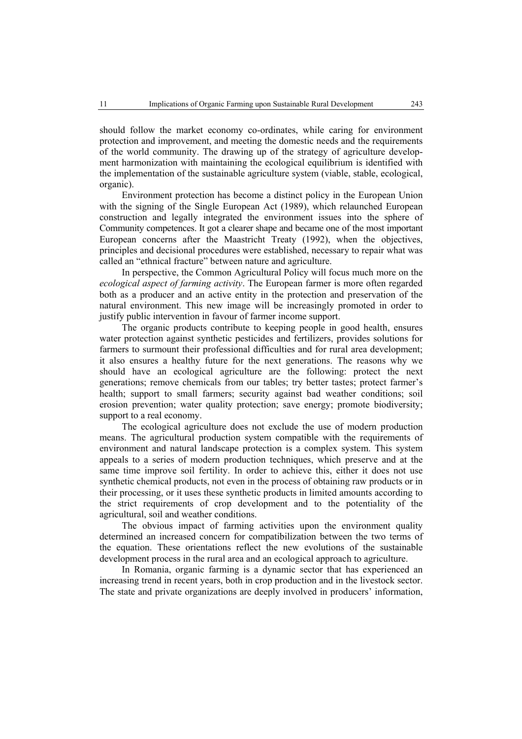should follow the market economy co-ordinates, while caring for environment protection and improvement, and meeting the domestic needs and the requirements of the world community. The drawing up of the strategy of agriculture development harmonization with maintaining the ecological equilibrium is identified with the implementation of the sustainable agriculture system (viable, stable, ecological, organic).

Environment protection has become a distinct policy in the European Union with the signing of the Single European Act (1989), which relaunched European construction and legally integrated the environment issues into the sphere of Community competences. It got a clearer shape and became one of the most important European concerns after the Maastricht Treaty (1992), when the objectives, principles and decisional procedures were established, necessary to repair what was called an "ethnical fracture" between nature and agriculture.

In perspective, the Common Agricultural Policy will focus much more on the *ecological aspect of farming activity*. The European farmer is more often regarded both as a producer and an active entity in the protection and preservation of the natural environment. This new image will be increasingly promoted in order to justify public intervention in favour of farmer income support.

The organic products contribute to keeping people in good health, ensures water protection against synthetic pesticides and fertilizers, provides solutions for farmers to surmount their professional difficulties and for rural area development; it also ensures a healthy future for the next generations. The reasons why we should have an ecological agriculture are the following: protect the next generations; remove chemicals from our tables; try better tastes; protect farmer's health; support to small farmers; security against bad weather conditions; soil erosion prevention; water quality protection; save energy; promote biodiversity; support to a real economy.

The ecological agriculture does not exclude the use of modern production means. The agricultural production system compatible with the requirements of environment and natural landscape protection is a complex system. This system appeals to a series of modern production techniques, which preserve and at the same time improve soil fertility. In order to achieve this, either it does not use synthetic chemical products, not even in the process of obtaining raw products or in their processing, or it uses these synthetic products in limited amounts according to the strict requirements of crop development and to the potentiality of the agricultural, soil and weather conditions.

The obvious impact of farming activities upon the environment quality determined an increased concern for compatibilization between the two terms of the equation. These orientations reflect the new evolutions of the sustainable development process in the rural area and an ecological approach to agriculture.

In Romania, organic farming is a dynamic sector that has experienced an increasing trend in recent years, both in crop production and in the livestock sector. The state and private organizations are deeply involved in producers' information,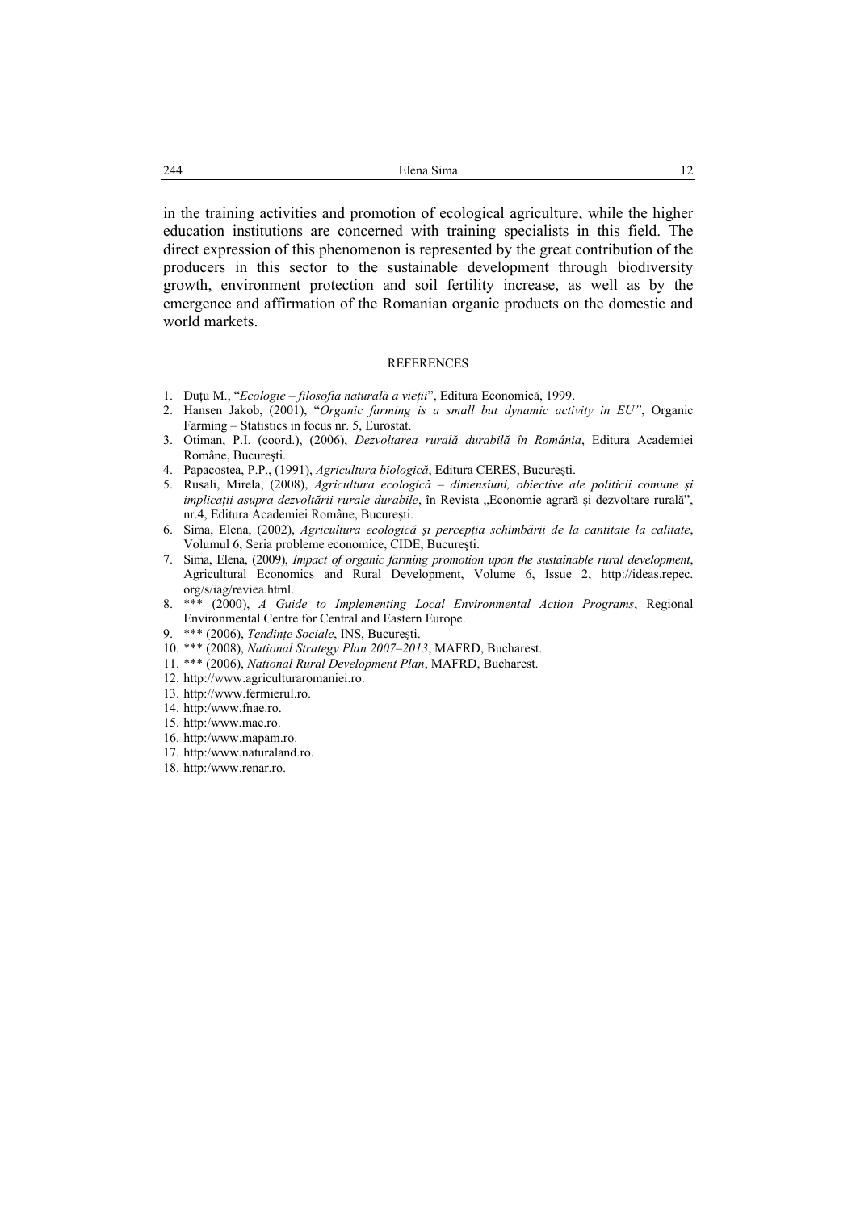in the training activities and promotion of ecological agriculture, while the higher education institutions are concerned with training specialists in this field. The direct expression of this phenomenon is represented by the great contribution of the producers in this sector to the sustainable development through biodiversity growth, environment protection and soil fertility increase, as well as by the emergence and affirmation of the Romanian organic products on the domestic and world markets.

## REFERENCES

1. Duțu M., "*Ecologie – filosofia naturală a vieții*", Editura Economică, 1999.
2. Hansen Jakob, (2001), "*Organic farming is a small but dynamic activity in EU"*, Organic Farming – Statistics in focus nr. 5, Eurostat.
3. Otiman, P.I. (coord.), (2006), *Dezvoltarea rurală durabilă în România*, Editura Academiei Române, Bucureşti.
4. Papacostea, P.P., (1991), *Agricultura biologică*, Editura CERES, Bucureşti.
5. Rusali, Mirela, (2008), *Agricultura ecologică – dimensiuni, obiective ale politicii comune şi implicații asupra dezvoltării rurale durabile*, în Revista „Economie agrară şi dezvoltare rurală", nr.4, Editura Academiei Române, Bucureşti.
6. Sima, Elena, (2002), *Agricultura ecologică şi percepția schimbării de la cantitate la calitate*, Volumul 6, Seria probleme economice, CIDE, Bucureşti.
7. Sima, Elena, (2009), *Impact of organic farming promotion upon the sustainable rural development*, Agricultural Economics and Rural Development, Volume 6, Issue 2, http://ideas.repec.org/s/iag/reviea.html.
8. *** (2000), *A Guide to Implementing Local Environmental Action Programs*, Regional Environmental Centre for Central and Eastern Europe.
9. *** (2006), *Tendințe Sociale*, INS, Bucureşti.
10. *** (2008), *National Strategy Plan 2007–2013*, MAFRD, Bucharest.
11. *** (2006), *National Rural Development Plan*, MAFRD, Bucharest.
12. http://www.agricultura romaniei.ro.
13. http://www.fermierul.ro.
14. http:/www.fnae.ro.
15. http:/www.mae.ro.
16. http:/www.mapam.ro.
17. http:/www.naturaland.ro.
18. http:/www.renar.ro.